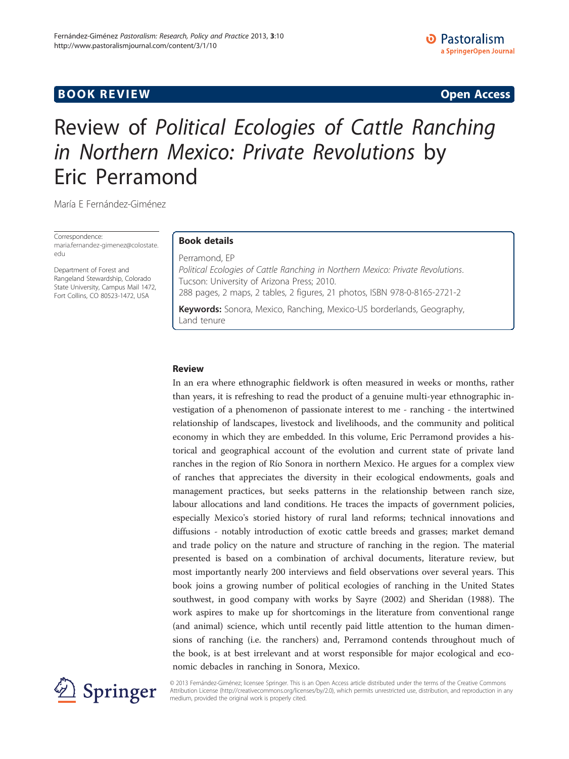**BOOK REVIEW** **Open Access**

# Review of *Political Ecologies of Cattle Ranching in Northern Mexico: Private Revolutions* by Eric Perramond

María E Fernández-Giménez

Correspondence: maria.fernandez-gimenez@colostate.edu

Department of Forest and Rangeland Stewardship, Colorado State University, Campus Mail 1472, Fort Collins, CO 80523-1472, USA

## Book details

Perramond, EP
*Political Ecologies of Cattle Ranching in Northern Mexico: Private Revolutions*.
Tucson: University of Arizona Press; 2010.
288 pages, 2 maps, 2 tables, 2 figures, 21 photos, ISBN 978-0-8165-2721-2

**Keywords:** Sonora, Mexico, Ranching, Mexico-US borderlands, Geography, Land tenure

## Review

In an era where ethnographic fieldwork is often measured in weeks or months, rather than years, it is refreshing to read the product of a genuine multi-year ethnographic investigation of a phenomenon of passionate interest to me - ranching - the intertwined relationship of landscapes, livestock and livelihoods, and the community and political economy in which they are embedded. In this volume, Eric Perramond provides a historical and geographical account of the evolution and current state of private land ranches in the region of Río Sonora in northern Mexico. He argues for a complex view of ranches that appreciates the diversity in their ecological endowments, goals and management practices, but seeks patterns in the relationship between ranch size, labour allocations and land conditions. He traces the impacts of government policies, especially Mexico's storied history of rural land reforms; technical innovations and diffusions - notably introduction of exotic cattle breeds and grasses; market demand and trade policy on the nature and structure of ranching in the region. The material presented is based on a combination of archival documents, literature review, but most importantly nearly 200 interviews and field observations over several years. This book joins a growing number of political ecologies of ranching in the United States southwest, in good company with works by Sayre (2002) and Sheridan (1988). The work aspires to make up for shortcomings in the literature from conventional range (and animal) science, which until recently paid little attention to the human dimensions of ranching (i.e. the ranchers) and, Perramond contends throughout much of the book, is at best irrelevant and at worst responsible for major ecological and economic debacles in ranching in Sonora, Mexico.

© 2013 Fernández-Giménez; licensee Springer. This is an Open Access article distributed under the terms of the Creative Commons Attribution License (http://creativecommons.org/licenses/by/2.0), which permits unrestricted use, distribution, and reproduction in any medium, provided the original work is properly cited.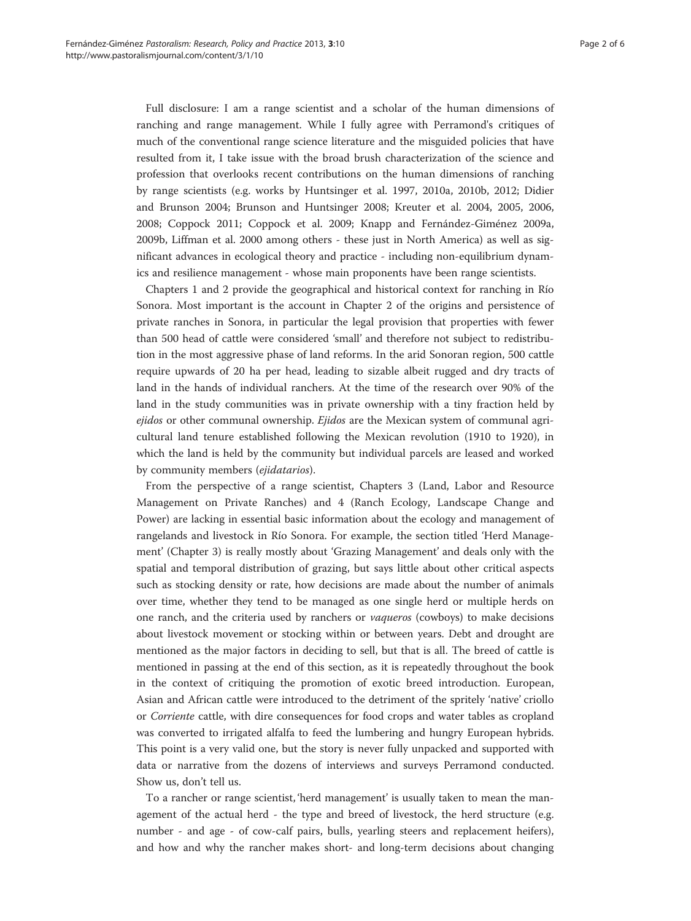Full disclosure: I am a range scientist and a scholar of the human dimensions of ranching and range management. While I fully agree with Perramond's critiques of much of the conventional range science literature and the misguided policies that have resulted from it, I take issue with the broad brush characterization of the science and profession that overlooks recent contributions on the human dimensions of ranching by range scientists (e.g. works by Huntsinger et al. 1997, 2010a, 2010b, 2012; Didier and Brunson 2004; Brunson and Huntsinger 2008; Kreuter et al. 2004, 2005, 2006, 2008; Coppock 2011; Coppock et al. 2009; Knapp and Fernández-Giménez 2009a, 2009b, Liffman et al. 2000 among others - these just in North America) as well as significant advances in ecological theory and practice - including non-equilibrium dynamics and resilience management - whose main proponents have been range scientists.

Chapters 1 and 2 provide the geographical and historical context for ranching in Río Sonora. Most important is the account in Chapter 2 of the origins and persistence of private ranches in Sonora, in particular the legal provision that properties with fewer than 500 head of cattle were considered 'small' and therefore not subject to redistribution in the most aggressive phase of land reforms. In the arid Sonoran region, 500 cattle require upwards of 20 ha per head, leading to sizable albeit rugged and dry tracts of land in the hands of individual ranchers. At the time of the research over 90% of the land in the study communities was in private ownership with a tiny fraction held by *ejidos* or other communal ownership. *Ejidos* are the Mexican system of communal agricultural land tenure established following the Mexican revolution (1910 to 1920), in which the land is held by the community but individual parcels are leased and worked by community members (*ejidatarios*).

From the perspective of a range scientist, Chapters 3 (Land, Labor and Resource Management on Private Ranches) and 4 (Ranch Ecology, Landscape Change and Power) are lacking in essential basic information about the ecology and management of rangelands and livestock in Río Sonora. For example, the section titled 'Herd Management' (Chapter 3) is really mostly about 'Grazing Management' and deals only with the spatial and temporal distribution of grazing, but says little about other critical aspects such as stocking density or rate, how decisions are made about the number of animals over time, whether they tend to be managed as one single herd or multiple herds on one ranch, and the criteria used by ranchers or *vaqueros* (cowboys) to make decisions about livestock movement or stocking within or between years. Debt and drought are mentioned as the major factors in deciding to sell, but that is all. The breed of cattle is mentioned in passing at the end of this section, as it is repeatedly throughout the book in the context of critiquing the promotion of exotic breed introduction. European, Asian and African cattle were introduced to the detriment of the spritely 'native' criollo or *Corriente* cattle, with dire consequences for food crops and water tables as cropland was converted to irrigated alfalfa to feed the lumbering and hungry European hybrids. This point is a very valid one, but the story is never fully unpacked and supported with data or narrative from the dozens of interviews and surveys Perramond conducted. Show us, don't tell us.

To a rancher or range scientist, 'herd management' is usually taken to mean the management of the actual herd - the type and breed of livestock, the herd structure (e.g. number - and age - of cow-calf pairs, bulls, yearling steers and replacement heifers), and how and why the rancher makes short- and long-term decisions about changing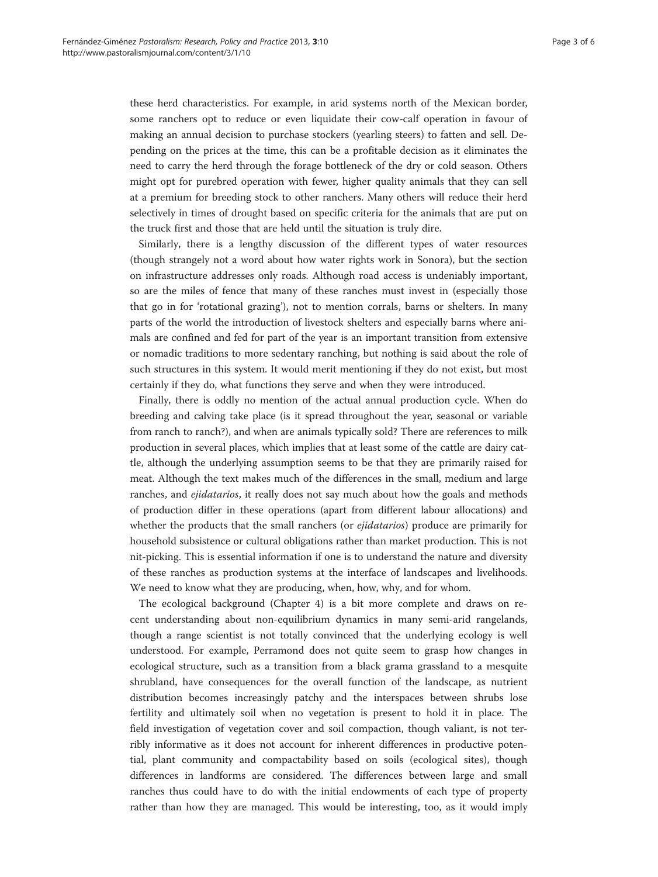these herd characteristics. For example, in arid systems north of the Mexican border, some ranchers opt to reduce or even liquidate their cow-calf operation in favour of making an annual decision to purchase stockers (yearling steers) to fatten and sell. Depending on the prices at the time, this can be a profitable decision as it eliminates the need to carry the herd through the forage bottleneck of the dry or cold season. Others might opt for purebred operation with fewer, higher quality animals that they can sell at a premium for breeding stock to other ranchers. Many others will reduce their herd selectively in times of drought based on specific criteria for the animals that are put on the truck first and those that are held until the situation is truly dire.

Similarly, there is a lengthy discussion of the different types of water resources (though strangely not a word about how water rights work in Sonora), but the section on infrastructure addresses only roads. Although road access is undeniably important, so are the miles of fence that many of these ranches must invest in (especially those that go in for 'rotational grazing'), not to mention corrals, barns or shelters. In many parts of the world the introduction of livestock shelters and especially barns where animals are confined and fed for part of the year is an important transition from extensive or nomadic traditions to more sedentary ranching, but nothing is said about the role of such structures in this system. It would merit mentioning if they do not exist, but most certainly if they do, what functions they serve and when they were introduced.

Finally, there is oddly no mention of the actual annual production cycle. When do breeding and calving take place (is it spread throughout the year, seasonal or variable from ranch to ranch?), and when are animals typically sold? There are references to milk production in several places, which implies that at least some of the cattle are dairy cattle, although the underlying assumption seems to be that they are primarily raised for meat. Although the text makes much of the differences in the small, medium and large ranches, and *ejidatarios*, it really does not say much about how the goals and methods of production differ in these operations (apart from different labour allocations) and whether the products that the small ranchers (or *ejidatarios*) produce are primarily for household subsistence or cultural obligations rather than market production. This is not nit-picking. This is essential information if one is to understand the nature and diversity of these ranches as production systems at the interface of landscapes and livelihoods. We need to know what they are producing, when, how, why, and for whom.

The ecological background (Chapter 4) is a bit more complete and draws on recent understanding about non-equilibrium dynamics in many semi-arid rangelands, though a range scientist is not totally convinced that the underlying ecology is well understood. For example, Perramond does not quite seem to grasp how changes in ecological structure, such as a transition from a black grama grassland to a mesquite shrubland, have consequences for the overall function of the landscape, as nutrient distribution becomes increasingly patchy and the interspaces between shrubs lose fertility and ultimately soil when no vegetation is present to hold it in place. The field investigation of vegetation cover and soil compaction, though valiant, is not terribly informative as it does not account for inherent differences in productive potential, plant community and compactability based on soils (ecological sites), though differences in landforms are considered. The differences between large and small ranches thus could have to do with the initial endowments of each type of property rather than how they are managed. This would be interesting, too, as it would imply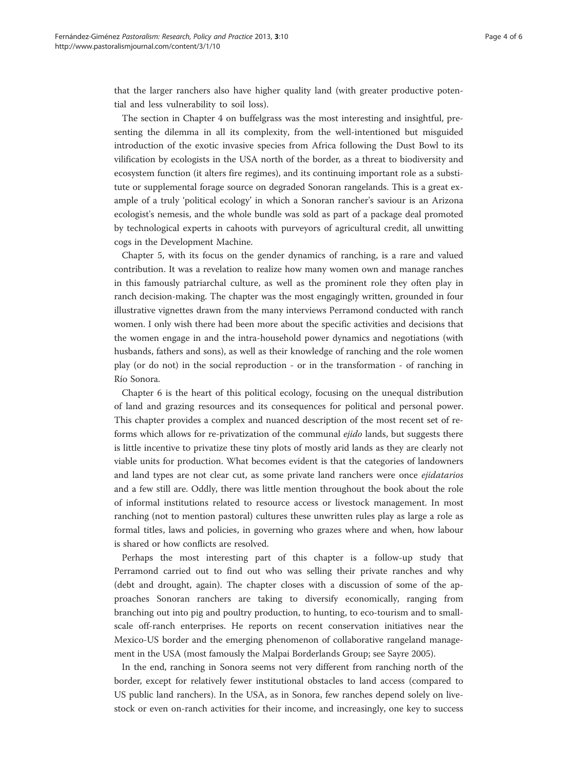that the larger ranchers also have higher quality land (with greater productive potential and less vulnerability to soil loss).

The section in Chapter 4 on buffelgrass was the most interesting and insightful, presenting the dilemma in all its complexity, from the well-intentioned but misguided introduction of the exotic invasive species from Africa following the Dust Bowl to its vilification by ecologists in the USA north of the border, as a threat to biodiversity and ecosystem function (it alters fire regimes), and its continuing important role as a substitute or supplemental forage source on degraded Sonoran rangelands. This is a great example of a truly 'political ecology' in which a Sonoran rancher's saviour is an Arizona ecologist's nemesis, and the whole bundle was sold as part of a package deal promoted by technological experts in cahoots with purveyors of agricultural credit, all unwitting cogs in the Development Machine.

Chapter 5, with its focus on the gender dynamics of ranching, is a rare and valued contribution. It was a revelation to realize how many women own and manage ranches in this famously patriarchal culture, as well as the prominent role they often play in ranch decision-making. The chapter was the most engagingly written, grounded in four illustrative vignettes drawn from the many interviews Perramond conducted with ranch women. I only wish there had been more about the specific activities and decisions that the women engage in and the intra-household power dynamics and negotiations (with husbands, fathers and sons), as well as their knowledge of ranching and the role women play (or do not) in the social reproduction - or in the transformation - of ranching in Río Sonora.

Chapter 6 is the heart of this political ecology, focusing on the unequal distribution of land and grazing resources and its consequences for political and personal power. This chapter provides a complex and nuanced description of the most recent set of reforms which allows for re-privatization of the communal *ejido* lands, but suggests there is little incentive to privatize these tiny plots of mostly arid lands as they are clearly not viable units for production. What becomes evident is that the categories of landowners and land types are not clear cut, as some private land ranchers were once *ejidatarios* and a few still are. Oddly, there was little mention throughout the book about the role of informal institutions related to resource access or livestock management. In most ranching (not to mention pastoral) cultures these unwritten rules play as large a role as formal titles, laws and policies, in governing who grazes where and when, how labour is shared or how conflicts are resolved.

Perhaps the most interesting part of this chapter is a follow-up study that Perramond carried out to find out who was selling their private ranches and why (debt and drought, again). The chapter closes with a discussion of some of the approaches Sonoran ranchers are taking to diversify economically, ranging from branching out into pig and poultry production, to hunting, to eco-tourism and to small-scale off-ranch enterprises. He reports on recent conservation initiatives near the Mexico-US border and the emerging phenomenon of collaborative rangeland management in the USA (most famously the Malpai Borderlands Group; see Sayre 2005).

In the end, ranching in Sonora seems not very different from ranching north of the border, except for relatively fewer institutional obstacles to land access (compared to US public land ranchers). In the USA, as in Sonora, few ranches depend solely on livestock or even on-ranch activities for their income, and increasingly, one key to success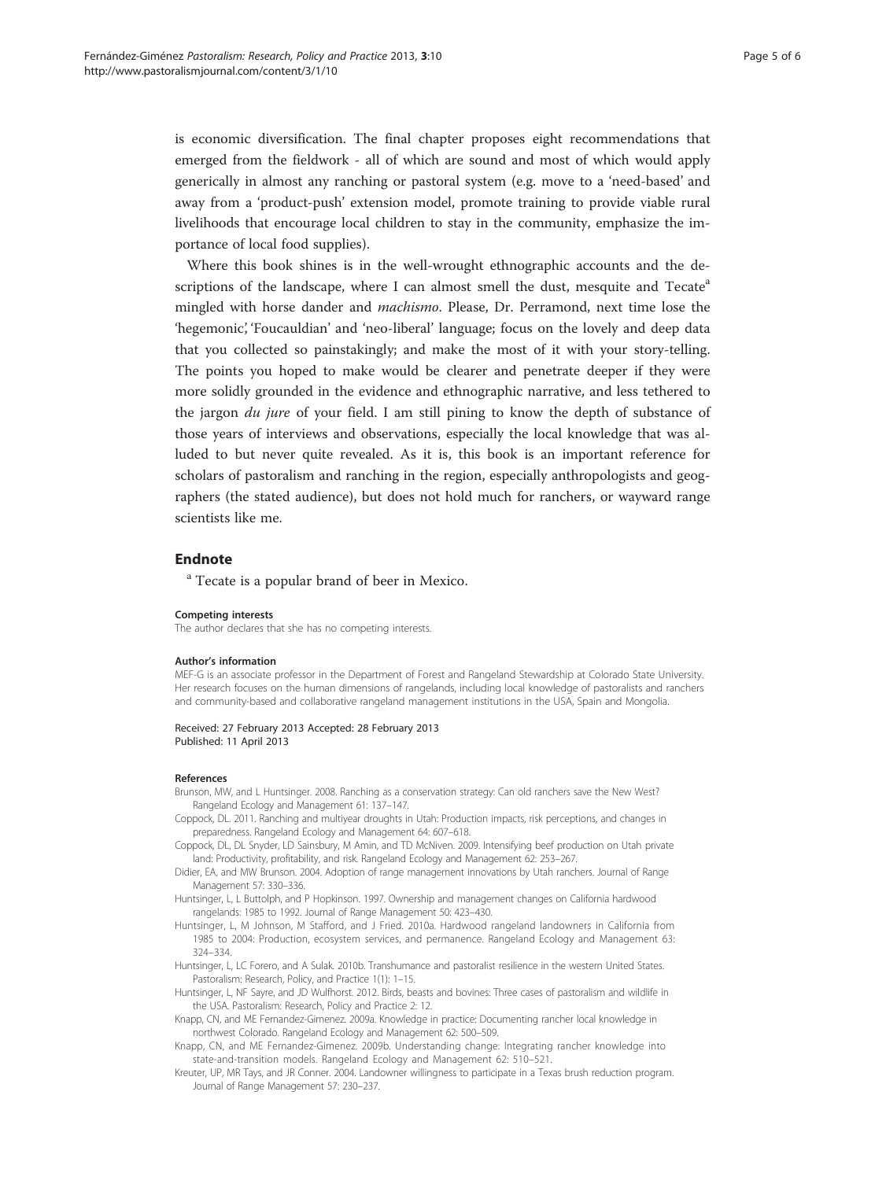is economic diversification. The final chapter proposes eight recommendations that emerged from the fieldwork - all of which are sound and most of which would apply generically in almost any ranching or pastoral system (e.g. move to a 'need-based' and away from a 'product-push' extension model, promote training to provide viable rural livelihoods that encourage local children to stay in the community, emphasize the importance of local food supplies).

Where this book shines is in the well-wrought ethnographic accounts and the descriptions of the landscape, where I can almost smell the dust, mesquite and Tecate[a] mingled with horse dander and *machismo*. Please, Dr. Perramond, next time lose the 'hegemonic', 'Foucauldian' and 'neo-liberal' language; focus on the lovely and deep data that you collected so painstakingly; and make the most of it with your story-telling. The points you hoped to make would be clearer and penetrate deeper if they were more solidly grounded in the evidence and ethnographic narrative, and less tethered to the jargon *du jure* of your field. I am still pining to know the depth of substance of those years of interviews and observations, especially the local knowledge that was alluded to but never quite revealed. As it is, this book is an important reference for scholars of pastoralism and ranching in the region, especially anthropologists and geographers (the stated audience), but does not hold much for ranchers, or wayward range scientists like me.

## Endnote

[a] Tecate is a popular brand of beer in Mexico.

#### Competing interests

The author declares that she has no competing interests.

#### Author's information

MEF-G is an associate professor in the Department of Forest and Rangeland Stewardship at Colorado State University. Her research focuses on the human dimensions of rangelands, including local knowledge of pastoralists and ranchers and community-based and collaborative rangeland management institutions in the USA, Spain and Mongolia.

Received: 27 February 2013 Accepted: 28 February 2013
Published: 11 April 2013

#### References

Brunson, MW, and L Huntsinger. 2008. Ranching as a conservation strategy: Can old ranchers save the New West? Rangeland Ecology and Management 61: 137–147.

Coppock, DL. 2011. Ranching and multiyear droughts in Utah: Production impacts, risk perceptions, and changes in preparedness. Rangeland Ecology and Management 64: 607–618.

Coppock, DL, DL Snyder, LD Sainsbury, M Amin, and TD McNiven. 2009. Intensifying beef production on Utah private land: Productivity, profitability, and risk. Rangeland Ecology and Management 62: 253–267.

Didier, EA, and MW Brunson. 2004. Adoption of range management innovations by Utah ranchers. Journal of Range Management 57: 330–336.

Huntsinger, L, L Buttolph, and P Hopkinson. 1997. Ownership and management changes on California hardwood rangelands: 1985 to 1992. Journal of Range Management 50: 423–430.

Huntsinger, L, M Johnson, M Stafford, and J Fried. 2010a. Hardwood rangeland landowners in California from 1985 to 2004: Production, ecosystem services, and permanence. Rangeland Ecology and Management 63: 324–334.

Huntsinger, L, LC Forero, and A Sulak. 2010b. Transhumance and pastoralist resilience in the western United States. Pastoralism: Research, Policy, and Practice 1(1): 1–15.

Huntsinger, L, NF Sayre, and JD Wulfhorst. 2012. Birds, beasts and bovines: Three cases of pastoralism and wildlife in the USA. Pastoralism: Research, Policy and Practice 2: 12.

Knapp, CN, and ME Fernandez-Gimenez. 2009a. Knowledge in practice: Documenting rancher local knowledge in northwest Colorado. Rangeland Ecology and Management 62: 500–509.

Knapp, CN, and ME Fernandez-Gimenez. 2009b. Understanding change: Integrating rancher knowledge into state-and-transition models. Rangeland Ecology and Management 62: 510–521.

Kreuter, UP, MR Tays, and JR Conner. 2004. Landowner willingness to participate in a Texas brush reduction program. Journal of Range Management 57: 230–237.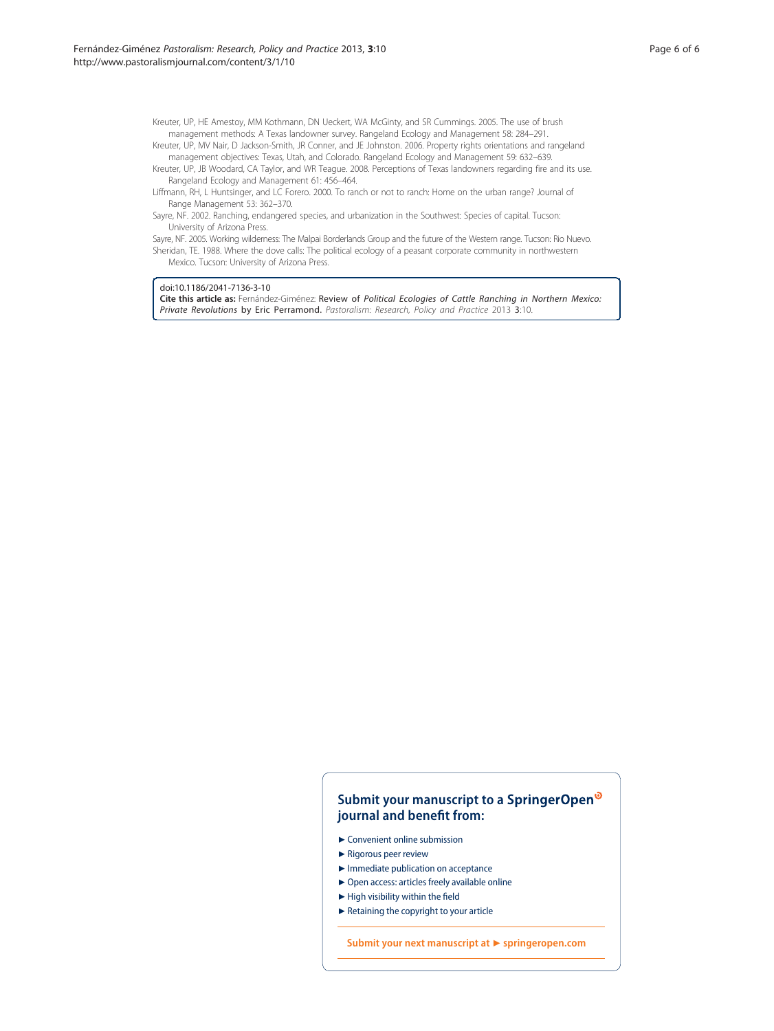Kreuter, UP, HE Amestoy, MM Kothmann, DN Ueckert, WA McGinty, and SR Cummings. 2005. The use of brush management methods: A Texas landowner survey. Rangeland Ecology and Management 58: 284–291.

Kreuter, UP, MV Nair, D Jackson-Smith, JR Conner, and JE Johnston. 2006. Property rights orientations and rangeland management objectives: Texas, Utah, and Colorado. Rangeland Ecology and Management 59: 632–639.

Kreuter, UP, JB Woodard, CA Taylor, and WR Teague. 2008. Perceptions of Texas landowners regarding fire and its use. Rangeland Ecology and Management 61: 456–464.

Liffmann, RH, L Huntsinger, and LC Forero. 2000. To ranch or not to ranch: Home on the urban range? Journal of Range Management 53: 362–370.

Sayre, NF. 2002. Ranching, endangered species, and urbanization in the Southwest: Species of capital. Tucson: University of Arizona Press.

Sayre, NF. 2005. Working wilderness: The Malpai Borderlands Group and the future of the Western range. Tucson: Rio Nuevo.

Sheridan, TE. 1988. Where the dove calls: The political ecology of a peasant corporate community in northwestern Mexico. Tucson: University of Arizona Press.

doi:10.1186/2041-7136-3-10

**Cite this article as:** Fernández-Giménez: Review of *Political Ecologies of Cattle Ranching in Northern Mexico: Private Revolutions* by Eric Perramond. *Pastoralism: Research, Policy and Practice* 2013 **3**:10.

**Submit your manuscript to a SpringerOpen journal and benefit from:**

- ► Convenient online submission
- ► Rigorous peer review
- ► Immediate publication on acceptance
- ► Open access: articles freely available online
- ► High visibility within the field
- ► Retaining the copyright to your article

**Submit your next manuscript at ► springeropen.com**